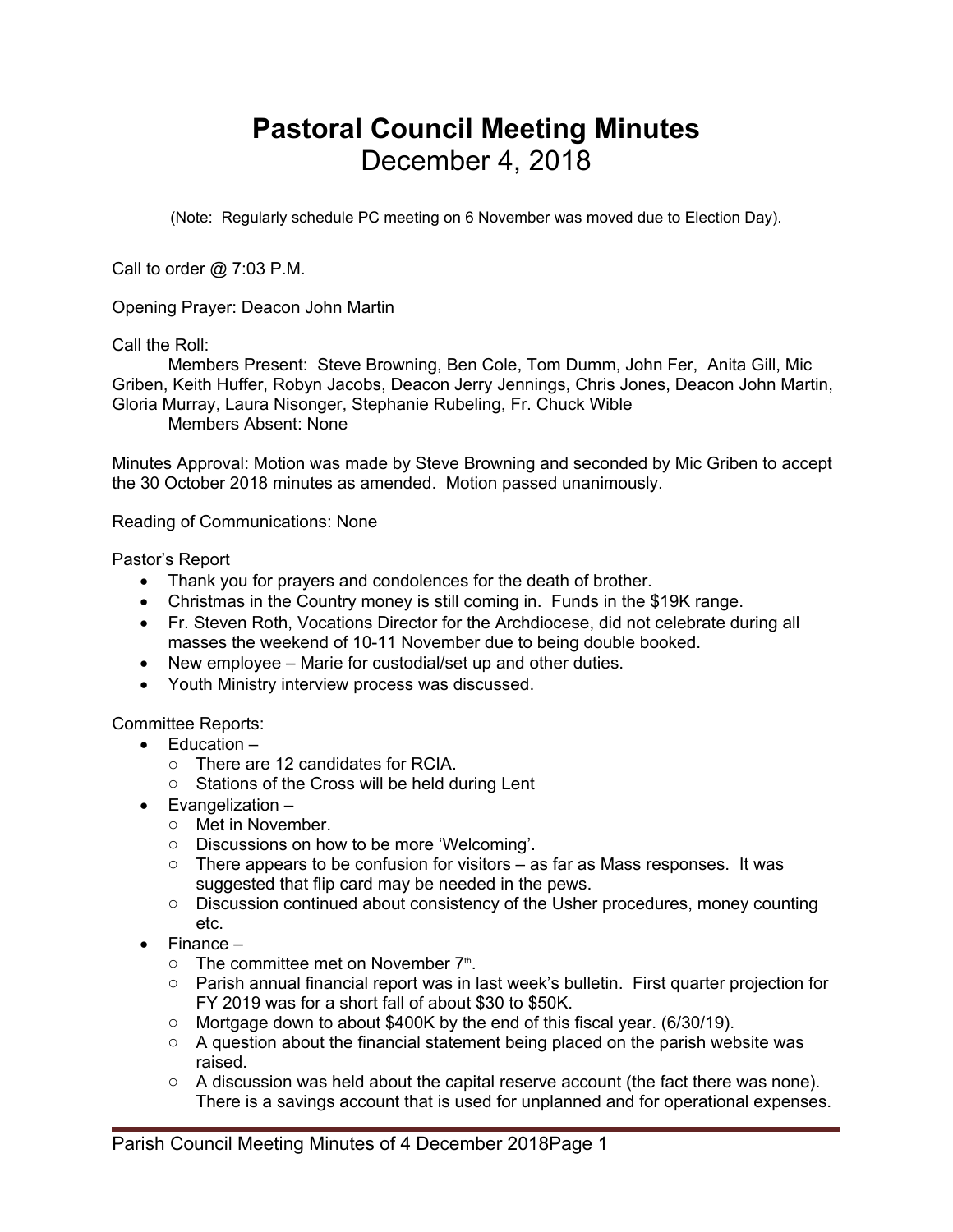# Pastoral Council Meeting Minutes

## December 4, 2018

(Note: Regularly schedule PC meeting on 6 November was moved due to Election Day).

Call to order @ 7:03 P.M.

Opening Prayer: Deacon John Martin

Call the Roll:

Members Present: Steve Browning, Ben Cole, Tom Dumm, John Fer, Anita Gill, Mic Griben, Keith Huffer, Robyn Jacobs, Deacon Jerry Jennings, Chris Jones, Deacon John Martin, Gloria Murray, Laura Nisonger, Stephanie Rubeling, Fr. Chuck Wible

Members Absent: None

Minutes Approval: Motion was made by Steve Browning and seconded by Mic Griben to accept the 30 October 2018 minutes as amended. Motion passed unanimously.

Reading of Communications: None

Pastor's Report

- Thank you for prayers and condolences for the death of brother.
- Christmas in the Country money is still coming in. Funds in the $19K range.
- Fr. Steven Roth, Vocations Director for the Archdiocese, did not celebrate during all masses the weekend of 10-11 November due to being double booked.
- New employee – Marie for custodial/set up and other duties.
- Youth Ministry interview process was discussed.

Committee Reports:

- Education –
  - There are 12 candidates for RCIA.
  - Stations of the Cross will be held during Lent
- Evangelization –
  - Met in November.
  - Discussions on how to be more 'Welcoming'.
  - There appears to be confusion for visitors – as far as Mass responses. It was suggested that flip card may be needed in the pews.
  - Discussion continued about consistency of the Usher procedures, money counting etc.
- Finance –
  - The committee met on November 7th.
  - Parish annual financial report was in last week's bulletin. First quarter projection for FY 2019 was for a short fall of about $30 to $50K.
  - Mortgage down to about $400K by the end of this fiscal year. (6/30/19).
  - A question about the financial statement being placed on the parish website was raised.
  - A discussion was held about the capital reserve account (the fact there was none). There is a savings account that is used for unplanned and for operational expenses.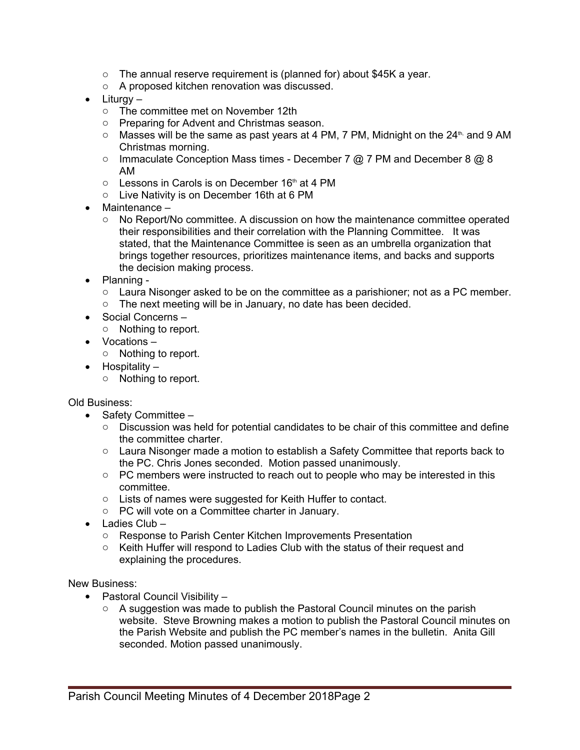- The annual reserve requirement is (planned for) about $45K a year.
  - A proposed kitchen renovation was discussed.
- Liturgy –
  - The committee met on November 12th
  - Preparing for Advent and Christmas season.
  - Masses will be the same as past years at 4 PM, 7 PM, Midnight on the 24th. and 9 AM Christmas morning.
  - Immaculate Conception Mass times - December 7 @ 7 PM and December 8 @ 8 AM
  - Lessons in Carols is on December 16th at 4 PM
  - Live Nativity is on December 16th at 6 PM
- Maintenance –
  - No Report/No committee. A discussion on how the maintenance committee operated their responsibilities and their correlation with the Planning Committee. It was stated, that the Maintenance Committee is seen as an umbrella organization that brings together resources, prioritizes maintenance items, and backs and supports the decision making process.
- Planning -
  - Laura Nisonger asked to be on the committee as a parishioner; not as a PC member.
  - The next meeting will be in January, no date has been decided.
- Social Concerns –
  - Nothing to report.
- Vocations –
  - Nothing to report.
- Hospitality –
  - Nothing to report.

Old Business:

- Safety Committee –
  - Discussion was held for potential candidates to be chair of this committee and define the committee charter.
  - Laura Nisonger made a motion to establish a Safety Committee that reports back to the PC. Chris Jones seconded. Motion passed unanimously.
  - PC members were instructed to reach out to people who may be interested in this committee.
  - Lists of names were suggested for Keith Huffer to contact.
  - PC will vote on a Committee charter in January.
- Ladies Club –
  - Response to Parish Center Kitchen Improvements Presentation
  - Keith Huffer will respond to Ladies Club with the status of their request and explaining the procedures.

New Business:

- Pastoral Council Visibility –
  - A suggestion was made to publish the Pastoral Council minutes on the parish website. Steve Browning makes a motion to publish the Pastoral Council minutes on the Parish Website and publish the PC member's names in the bulletin. Anita Gill seconded. Motion passed unanimously.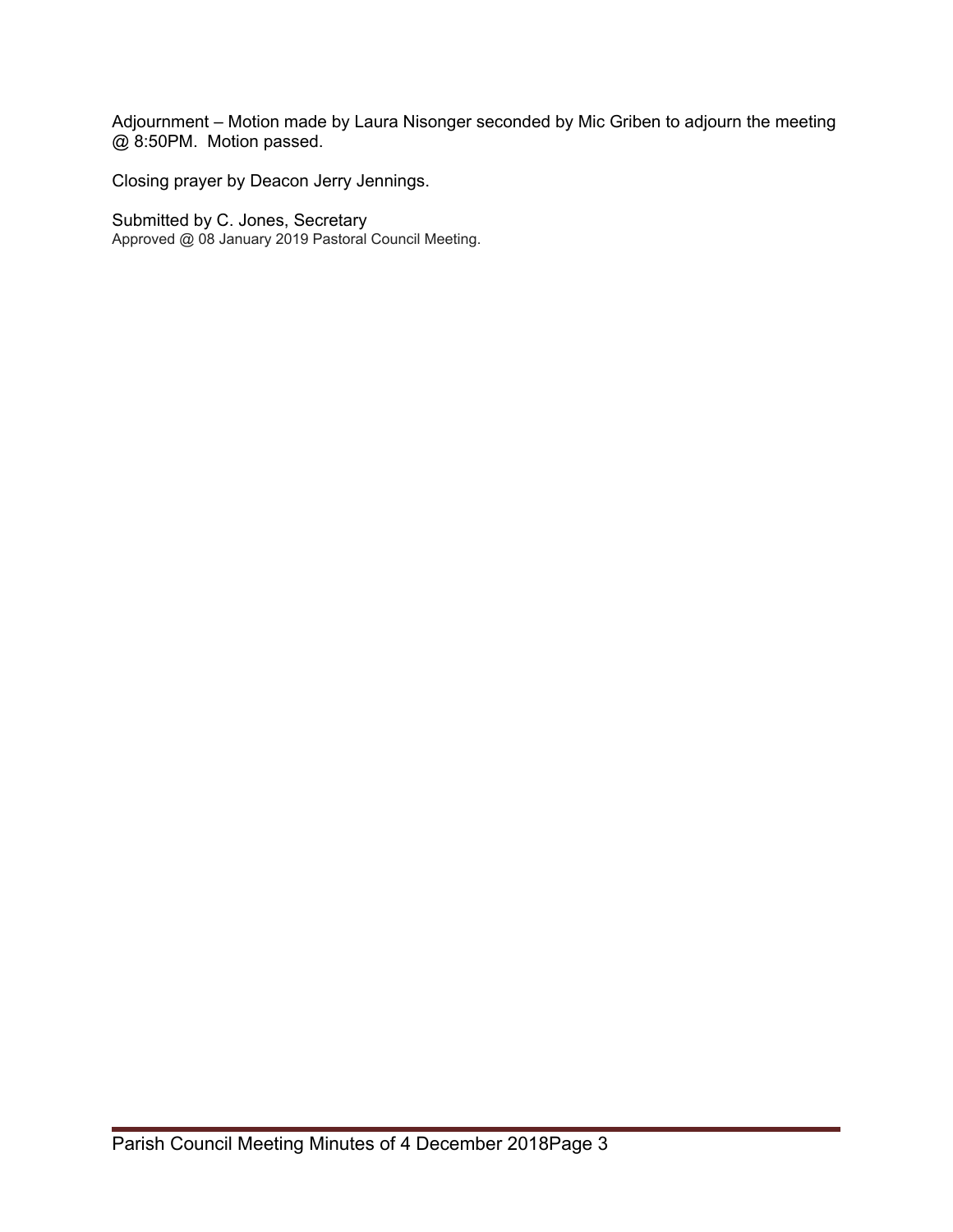Adjournment – Motion made by Laura Nisonger seconded by Mic Griben to adjourn the meeting @ 8:50PM. Motion passed.

Closing prayer by Deacon Jerry Jennings.

Submitted by C. Jones, Secretary
Approved @ 08 January 2019 Pastoral Council Meeting.